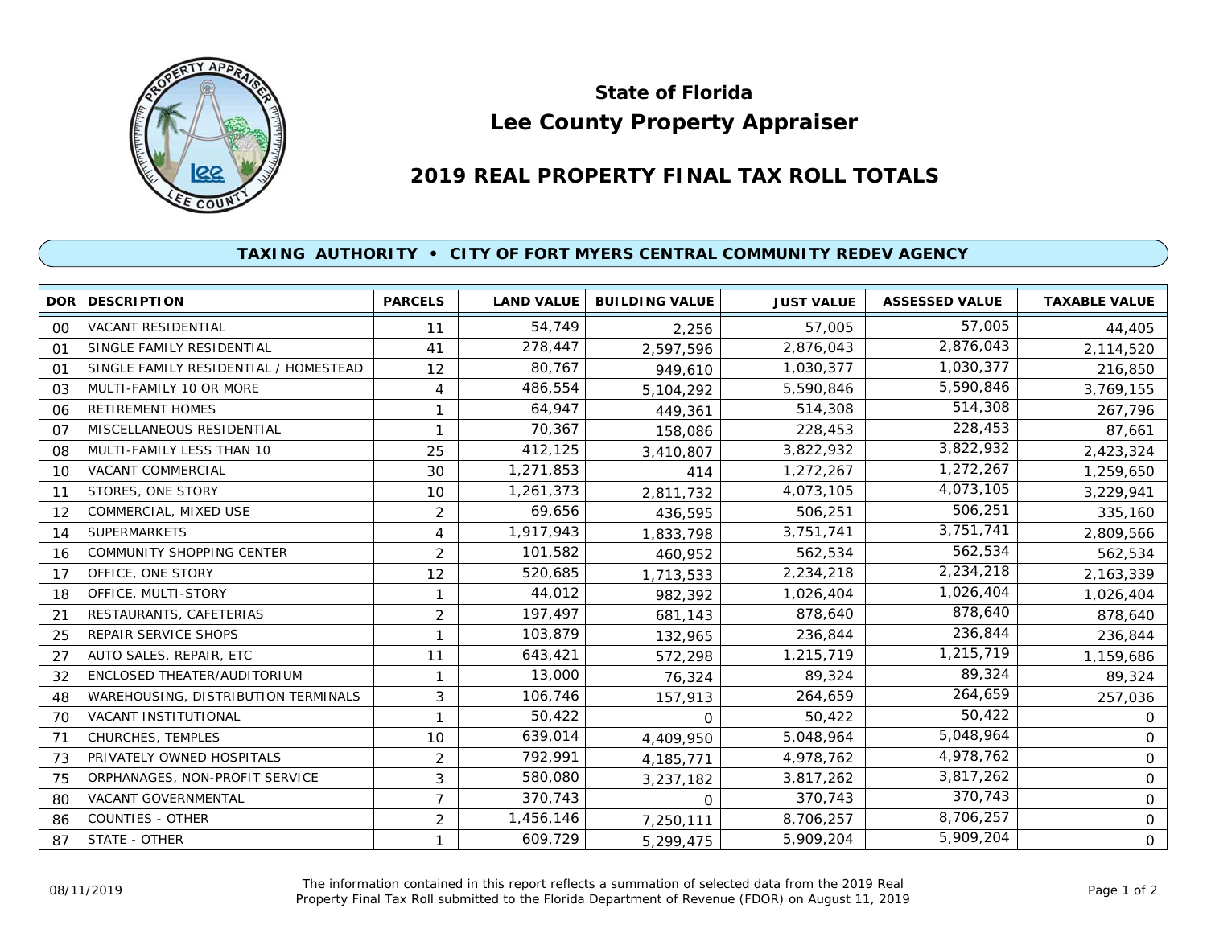# State of Florida
# Lee County Property Appraiser

## 2019 REAL PROPERTY FINAL TAX ROLL TOTALS

### TAXING AUTHORITY • CITY OF FORT MYERS CENTRAL COMMUNITY REDEV AGENCY

| DOR | DESCRIPTION | PARCELS | LAND VALUE | BUILDING VALUE | JUST VALUE | ASSESSED VALUE | TAXABLE VALUE |
|---|---|---|---|---|---|---|---|
| 00 | VACANT RESIDENTIAL | 11 | 54,749 | 2,256 | 57,005 | 57,005 | 44,405 |
| 01 | SINGLE FAMILY RESIDENTIAL | 41 | 278,447 | 2,597,596 | 2,876,043 | 2,876,043 | 2,114,520 |
| 01 | SINGLE FAMILY RESIDENTIAL / HOMESTEAD | 12 | 80,767 | 949,610 | 1,030,377 | 1,030,377 | 216,850 |
| 03 | MULTI-FAMILY 10 OR MORE | 4 | 486,554 | 5,104,292 | 5,590,846 | 5,590,846 | 3,769,155 |
| 06 | RETIREMENT HOMES | 1 | 64,947 | 449,361 | 514,308 | 514,308 | 267,796 |
| 07 | MISCELLANEOUS RESIDENTIAL | 1 | 70,367 | 158,086 | 228,453 | 228,453 | 87,661 |
| 08 | MULTI-FAMILY LESS THAN 10 | 25 | 412,125 | 3,410,807 | 3,822,932 | 3,822,932 | 2,423,324 |
| 10 | VACANT COMMERCIAL | 30 | 1,271,853 | 414 | 1,272,267 | 1,272,267 | 1,259,650 |
| 11 | STORES, ONE STORY | 10 | 1,261,373 | 2,811,732 | 4,073,105 | 4,073,105 | 3,229,941 |
| 12 | COMMERCIAL, MIXED USE | 2 | 69,656 | 436,595 | 506,251 | 506,251 | 335,160 |
| 14 | SUPERMARKETS | 4 | 1,917,943 | 1,833,798 | 3,751,741 | 3,751,741 | 2,809,566 |
| 16 | COMMUNITY SHOPPING CENTER | 2 | 101,582 | 460,952 | 562,534 | 562,534 | 562,534 |
| 17 | OFFICE, ONE STORY | 12 | 520,685 | 1,713,533 | 2,234,218 | 2,234,218 | 2,163,339 |
| 18 | OFFICE, MULTI-STORY | 1 | 44,012 | 982,392 | 1,026,404 | 1,026,404 | 1,026,404 |
| 21 | RESTAURANTS, CAFETERIAS | 2 | 197,497 | 681,143 | 878,640 | 878,640 | 878,640 |
| 25 | REPAIR SERVICE SHOPS | 1 | 103,879 | 132,965 | 236,844 | 236,844 | 236,844 |
| 27 | AUTO SALES, REPAIR, ETC | 11 | 643,421 | 572,298 | 1,215,719 | 1,215,719 | 1,159,686 |
| 32 | ENCLOSED THEATER/AUDITORIUM | 1 | 13,000 | 76,324 | 89,324 | 89,324 | 89,324 |
| 48 | WAREHOUSING, DISTRIBUTION TERMINALS | 3 | 106,746 | 157,913 | 264,659 | 264,659 | 257,036 |
| 70 | VACANT INSTITUTIONAL | 1 | 50,422 | 0 | 50,422 | 50,422 | 0 |
| 71 | CHURCHES, TEMPLES | 10 | 639,014 | 4,409,950 | 5,048,964 | 5,048,964 | 0 |
| 73 | PRIVATELY OWNED HOSPITALS | 2 | 792,991 | 4,185,771 | 4,978,762 | 4,978,762 | 0 |
| 75 | ORPHANAGES, NON-PROFIT SERVICE | 3 | 580,080 | 3,237,182 | 3,817,262 | 3,817,262 | 0 |
| 80 | VACANT GOVERNMENTAL | 7 | 370,743 | 0 | 370,743 | 370,743 | 0 |
| 86 | COUNTIES - OTHER | 2 | 1,456,146 | 7,250,111 | 8,706,257 | 8,706,257 | 0 |
| 87 | STATE - OTHER | 1 | 609,729 | 5,299,475 | 5,909,204 | 5,909,204 | 0 |

08/11/2019

The information contained in this report reflects a summation of selected data from the 2019 Real Property Final Tax Roll submitted to the Florida Department of Revenue (FDOR) on August 11, 2019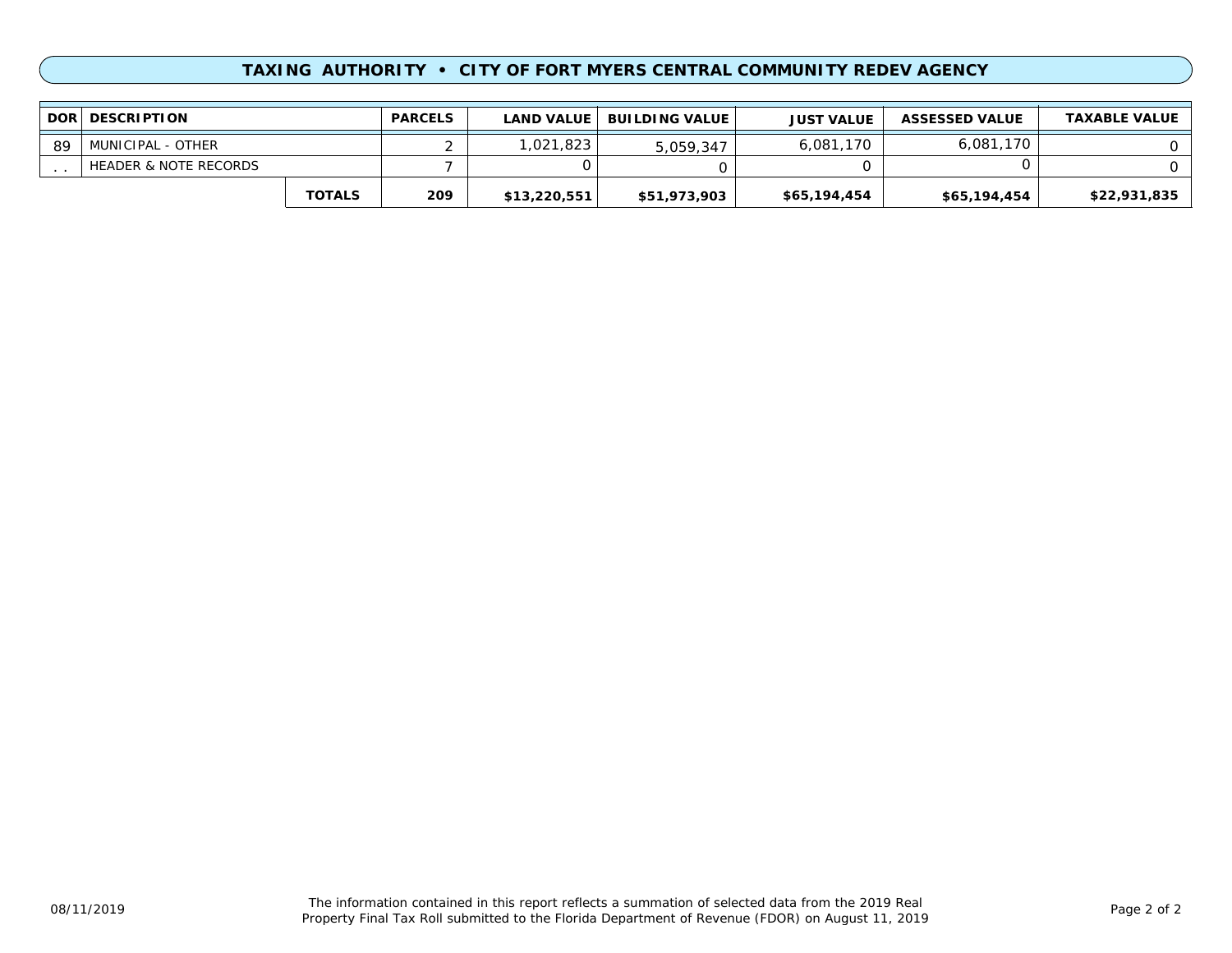## TAXING AUTHORITY • CITY OF FORT MYERS CENTRAL COMMUNITY REDEV AGENCY

| DOR | DESCRIPTION | | PARCELS | LAND VALUE | BUILDING VALUE | JUST VALUE | ASSESSED VALUE | TAXABLE VALUE |
|---|---|---|---|---|---|---|---|---|
| 89 | MUNICIPAL - OTHER | | 2 | 1,021,823 | 5,059,347 | 6,081,170 | 6,081,170 | 0 |
| . . | HEADER & NOTE RECORDS | | 7 | 0 | 0 | 0 | 0 | 0 |
| | | **TOTALS** | **209** | **$13,220,551** | **$51,973,903** | **$65,194,454** | **$65,194,454** | **$22,931,835** |

08/11/2019

The information contained in this report reflects a summation of selected data from the 2019 Real Property Final Tax Roll submitted to the Florida Department of Revenue (FDOR) on August 11, 2019